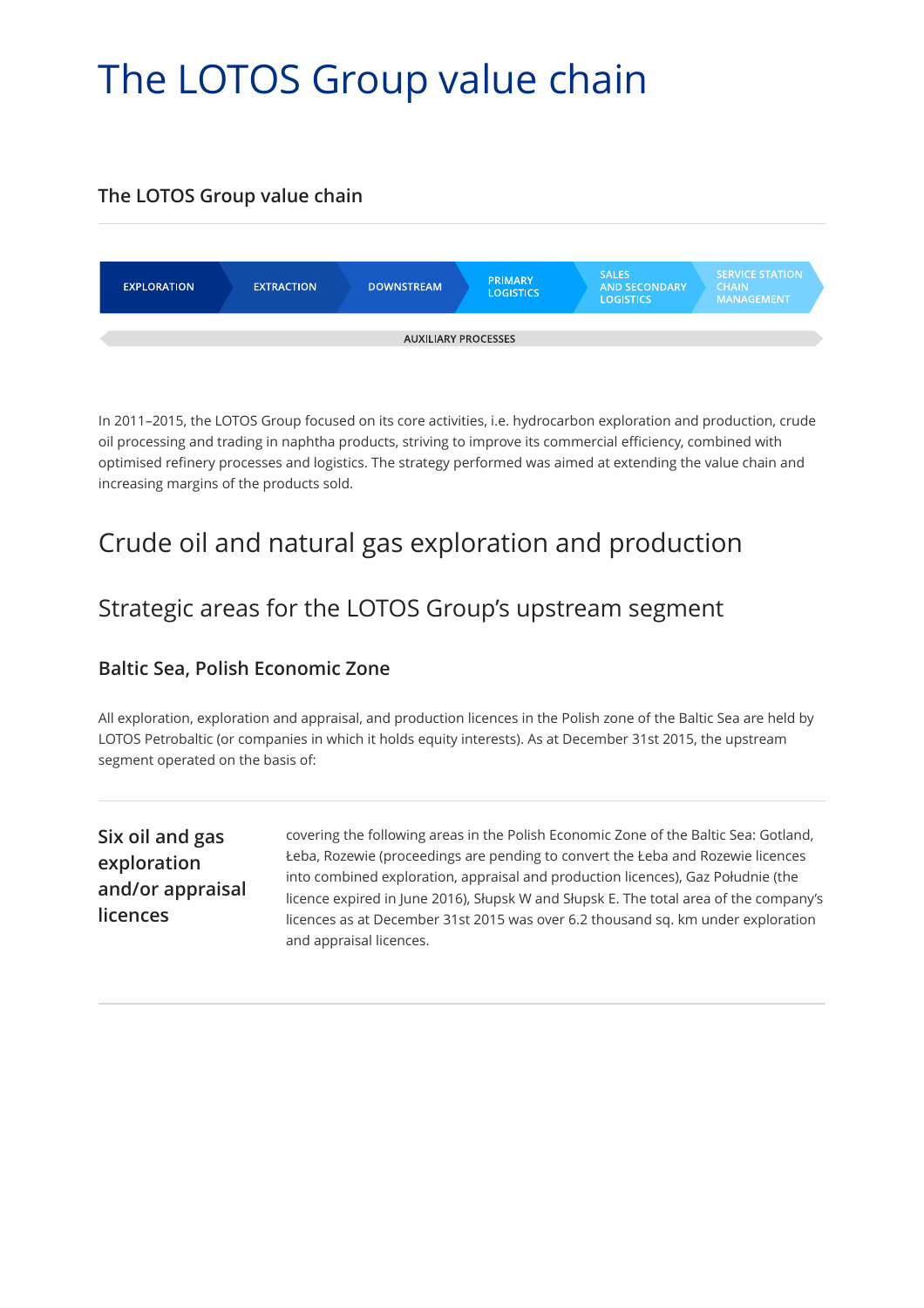# The LOTOS Group value chain

### The LOTOS Group value chain

EXPLORATION → EXTRACTION → DOWNSTREAM → PRIMARY LOGISTICS → SALES AND SECONDARY LOGISTICS → SERVICE STATION CHAIN MANAGEMENT

AUXILIARY PROCESSES

In 2011–2015, the LOTOS Group focused on its core activities, i.e. hydrocarbon exploration and production, crude oil processing and trading in naphtha products, striving to improve its commercial efficiency, combined with optimised refinery processes and logistics. The strategy performed was aimed at extending the value chain and increasing margins of the products sold.

## Crude oil and natural gas exploration and production

## Strategic areas for the LOTOS Group's upstream segment

### Baltic Sea, Polish Economic Zone

All exploration, exploration and appraisal, and production licences in the Polish zone of the Baltic Sea are held by LOTOS Petrobaltic (or companies in which it holds equity interests). As at December 31st 2015, the upstream segment operated on the basis of:

**Six oil and gas exploration and/or appraisal licences**

covering the following areas in the Polish Economic Zone of the Baltic Sea: Gotland, Łeba, Rozewie (proceedings are pending to convert the Łeba and Rozewie licences into combined exploration, appraisal and production licences), Gaz Południe (the licence expired in June 2016), Słupsk W and Słupsk E. The total area of the company's licences as at December 31st 2015 was over 6.2 thousand sq. km under exploration and appraisal licences.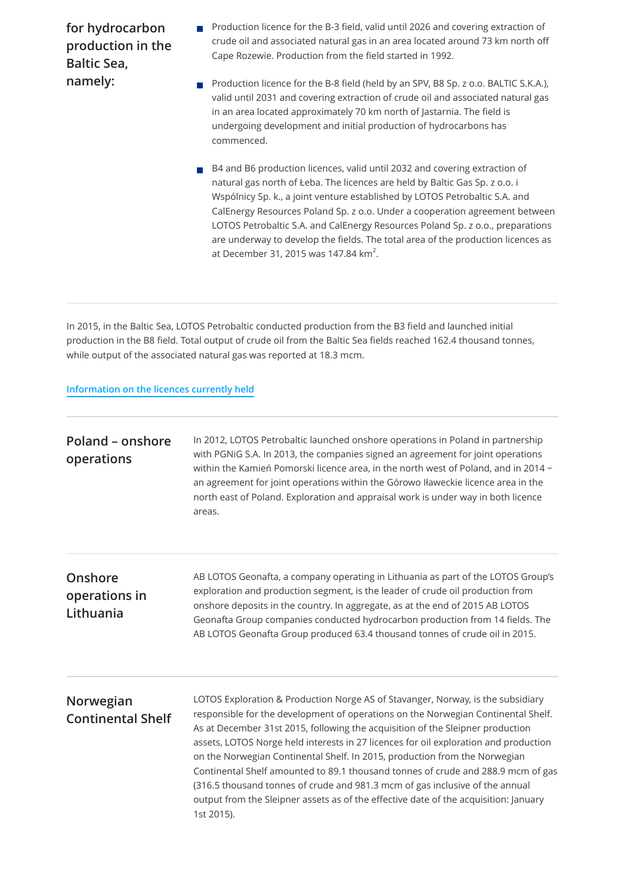**for hydrocarbon production in the Baltic Sea, namely:**

- Production licence for the B-3 field, valid until 2026 and covering extraction of crude oil and associated natural gas in an area located around 73 km north off Cape Rozewie. Production from the field started in 1992.
- Production licence for the B-8 field (held by an SPV, B8 Sp. z o.o. BALTIC S.K.A.), valid until 2031 and covering extraction of crude oil and associated natural gas in an area located approximately 70 km north of Jastarnia. The field is undergoing development and initial production of hydrocarbons has commenced.
- B4 and B6 production licences, valid until 2032 and covering extraction of natural gas north of Łeba. The licences are held by Baltic Gas Sp. z o.o. i Wspólnicy Sp. k., a joint venture established by LOTOS Petrobaltic S.A. and CalEnergy Resources Poland Sp. z o.o. Under a cooperation agreement between LOTOS Petrobaltic S.A. and CalEnergy Resources Poland Sp. z o.o., preparations are underway to develop the fields. The total area of the production licences as at December 31, 2015 was 147.84 km$^2$.

In 2015, in the Baltic Sea, LOTOS Petrobaltic conducted production from the B3 field and launched initial production in the B8 field. Total output of crude oil from the Baltic Sea fields reached 162.4 thousand tonnes, while output of the associated natural gas was reported at 18.3 mcm.

Information on the licences currently held

## Poland – onshore operations

In 2012, LOTOS Petrobaltic launched onshore operations in Poland in partnership with PGNiG S.A. In 2013, the companies signed an agreement for joint operations within the Kamień Pomorski licence area, in the north west of Poland, and in 2014 – an agreement for joint operations within the Górowo Iławeckie licence area in the north east of Poland. Exploration and appraisal work is under way in both licence areas.

## Onshore operations in Lithuania

AB LOTOS Geonafta, a company operating in Lithuania as part of the LOTOS Group's exploration and production segment, is the leader of crude oil production from onshore deposits in the country. In aggregate, as at the end of 2015 AB LOTOS Geonafta Group companies conducted hydrocarbon production from 14 fields. The AB LOTOS Geonafta Group produced 63.4 thousand tonnes of crude oil in 2015.

## Norwegian Continental Shelf

LOTOS Exploration & Production Norge AS of Stavanger, Norway, is the subsidiary responsible for the development of operations on the Norwegian Continental Shelf. As at December 31st 2015, following the acquisition of the Sleipner production assets, LOTOS Norge held interests in 27 licences for oil exploration and production on the Norwegian Continental Shelf. In 2015, production from the Norwegian Continental Shelf amounted to 89.1 thousand tonnes of crude and 288.9 mcm of gas (316.5 thousand tonnes of crude and 981.3 mcm of gas inclusive of the annual output from the Sleipner assets as of the effective date of the acquisition: January 1st 2015).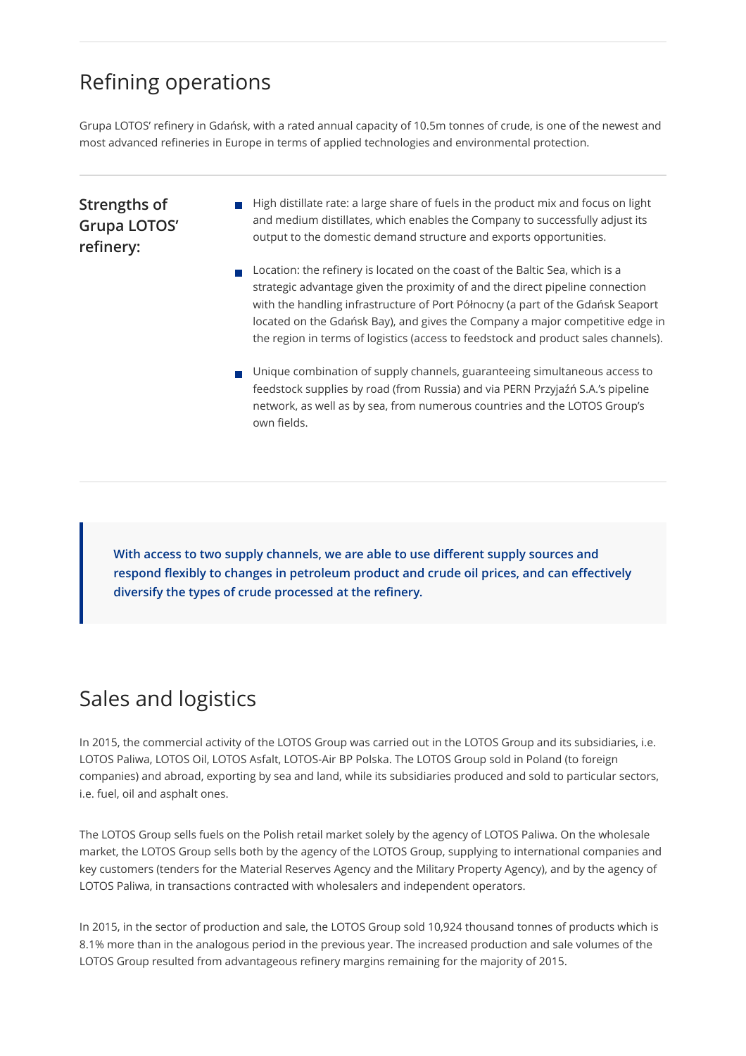## Refining operations

Grupa LOTOS' refinery in Gdańsk, with a rated annual capacity of 10.5m tonnes of crude, is one of the newest and most advanced refineries in Europe in terms of applied technologies and environmental protection.

### Strengths of Grupa LOTOS' refinery:

- High distillate rate: a large share of fuels in the product mix and focus on light and medium distillates, which enables the Company to successfully adjust its output to the domestic demand structure and exports opportunities.
- Location: the refinery is located on the coast of the Baltic Sea, which is a strategic advantage given the proximity of and the direct pipeline connection with the handling infrastructure of Port Północny (a part of the Gdańsk Seaport located on the Gdańsk Bay), and gives the Company a major competitive edge in the region in terms of logistics (access to feedstock and product sales channels).
- Unique combination of supply channels, guaranteeing simultaneous access to feedstock supplies by road (from Russia) and via PERN Przyjaźń S.A.'s pipeline network, as well as by sea, from numerous countries and the LOTOS Group's own fields.

> **With access to two supply channels, we are able to use different supply sources and respond flexibly to changes in petroleum product and crude oil prices, and can effectively diversify the types of crude processed at the refinery.**

## Sales and logistics

In 2015, the commercial activity of the LOTOS Group was carried out in the LOTOS Group and its subsidiaries, i.e. LOTOS Paliwa, LOTOS Oil, LOTOS Asfalt, LOTOS-Air BP Polska. The LOTOS Group sold in Poland (to foreign companies) and abroad, exporting by sea and land, while its subsidiaries produced and sold to particular sectors, i.e. fuel, oil and asphalt ones.

The LOTOS Group sells fuels on the Polish retail market solely by the agency of LOTOS Paliwa. On the wholesale market, the LOTOS Group sells both by the agency of the LOTOS Group, supplying to international companies and key customers (tenders for the Material Reserves Agency and the Military Property Agency), and by the agency of LOTOS Paliwa, in transactions contracted with wholesalers and independent operators.

In 2015, in the sector of production and sale, the LOTOS Group sold 10,924 thousand tonnes of products which is 8.1% more than in the analogous period in the previous year. The increased production and sale volumes of the LOTOS Group resulted from advantageous refinery margins remaining for the majority of 2015.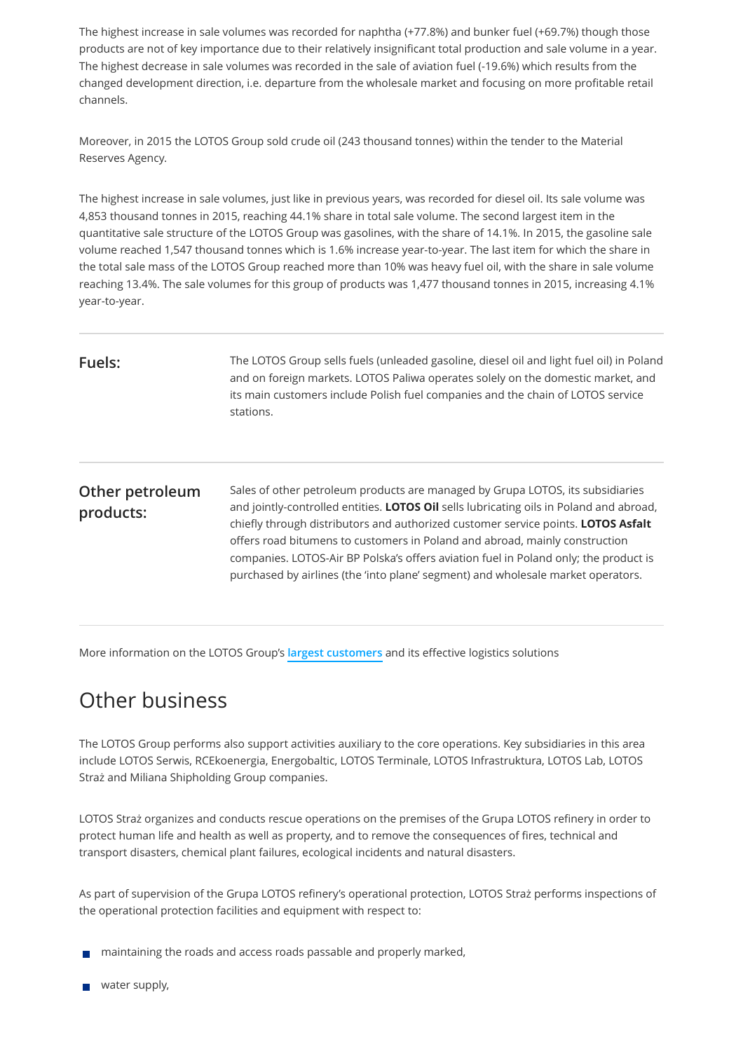The highest increase in sale volumes was recorded for naphtha (+77.8%) and bunker fuel (+69.7%) though those products are not of key importance due to their relatively insignificant total production and sale volume in a year. The highest decrease in sale volumes was recorded in the sale of aviation fuel (-19.6%) which results from the changed development direction, i.e. departure from the wholesale market and focusing on more profitable retail channels.

Moreover, in 2015 the LOTOS Group sold crude oil (243 thousand tonnes) within the tender to the Material Reserves Agency.

The highest increase in sale volumes, just like in previous years, was recorded for diesel oil. Its sale volume was 4,853 thousand tonnes in 2015, reaching 44.1% share in total sale volume. The second largest item in the quantitative sale structure of the LOTOS Group was gasolines, with the share of 14.1%. In 2015, the gasoline sale volume reached 1,547 thousand tonnes which is 1.6% increase year-to-year. The last item for which the share in the total sale mass of the LOTOS Group reached more than 10% was heavy fuel oil, with the share in sale volume reaching 13.4%. The sale volumes for this group of products was 1,477 thousand tonnes in 2015, increasing 4.1% year-to-year.

| | |
|---|---|
| **Fuels:** | The LOTOS Group sells fuels (unleaded gasoline, diesel oil and light fuel oil) in Poland and on foreign markets. LOTOS Paliwa operates solely on the domestic market, and its main customers include Polish fuel companies and the chain of LOTOS service stations. |
| **Other petroleum products:** | Sales of other petroleum products are managed by Grupa LOTOS, its subsidiaries and jointly-controlled entities. **LOTOS Oil** sells lubricating oils in Poland and abroad, chiefly through distributors and authorized customer service points. **LOTOS Asfalt** offers road bitumens to customers in Poland and abroad, mainly construction companies. LOTOS-Air BP Polska's offers aviation fuel in Poland only; the product is purchased by airlines (the 'into plane' segment) and wholesale market operators. |

More information on the LOTOS Group's largest customers and its effective logistics solutions

## Other business

The LOTOS Group performs also support activities auxiliary to the core operations. Key subsidiaries in this area include LOTOS Serwis, RCEkoenergia, Energobaltic, LOTOS Terminale, LOTOS Infrastruktura, LOTOS Lab, LOTOS Straż and Miliana Shipholding Group companies.

LOTOS Straż organizes and conducts rescue operations on the premises of the Grupa LOTOS refinery in order to protect human life and health as well as property, and to remove the consequences of fires, technical and transport disasters, chemical plant failures, ecological incidents and natural disasters.

As part of supervision of the Grupa LOTOS refinery's operational protection, LOTOS Straż performs inspections of the operational protection facilities and equipment with respect to:

- maintaining the roads and access roads passable and properly marked,
- water supply,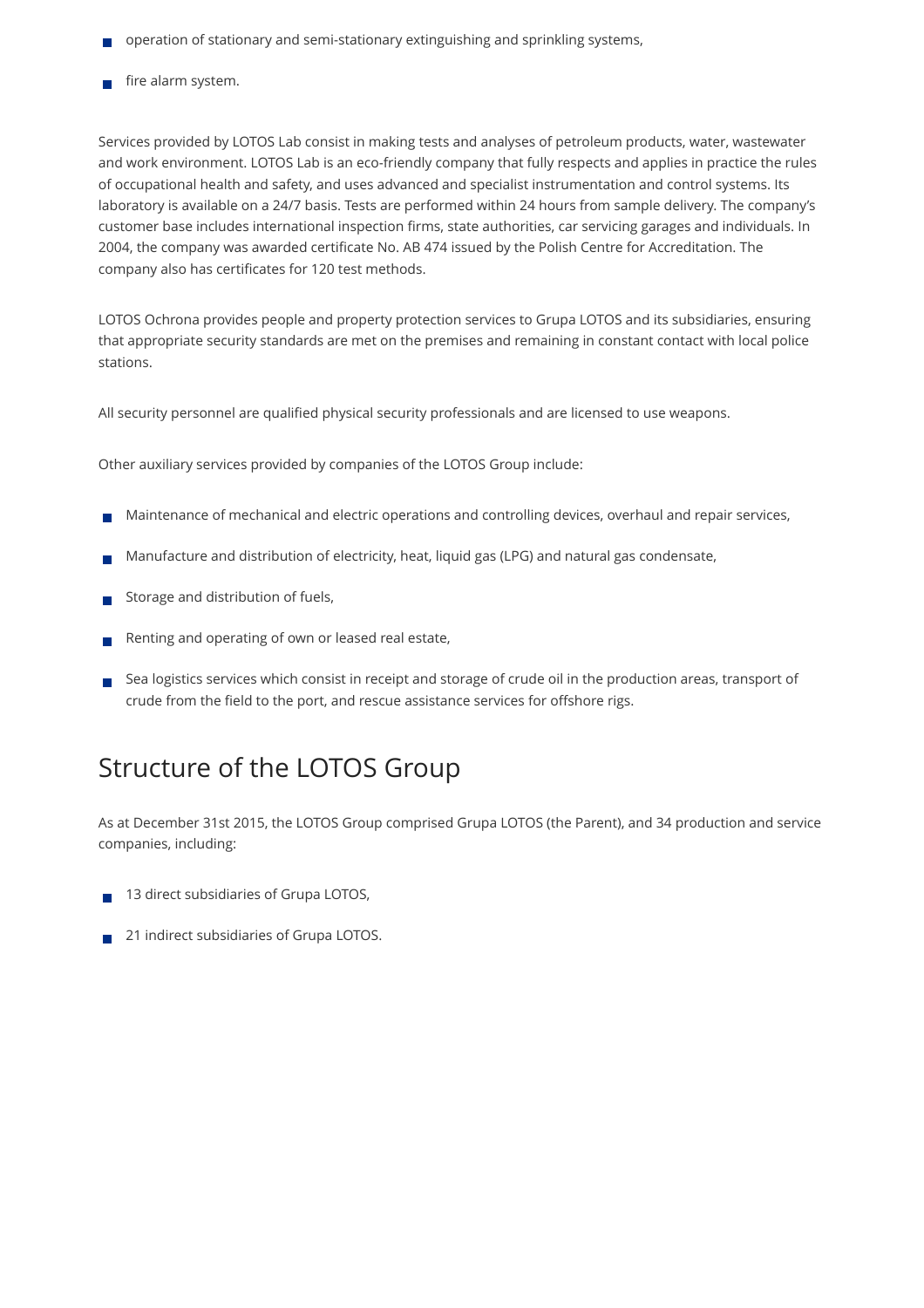- operation of stationary and semi-stationary extinguishing and sprinkling systems,
- fire alarm system.

Services provided by LOTOS Lab consist in making tests and analyses of petroleum products, water, wastewater and work environment. LOTOS Lab is an eco-friendly company that fully respects and applies in practice the rules of occupational health and safety, and uses advanced and specialist instrumentation and control systems. Its laboratory is available on a 24/7 basis. Tests are performed within 24 hours from sample delivery. The company's customer base includes international inspection firms, state authorities, car servicing garages and individuals. In 2004, the company was awarded certificate No. AB 474 issued by the Polish Centre for Accreditation. The company also has certificates for 120 test methods.

LOTOS Ochrona provides people and property protection services to Grupa LOTOS and its subsidiaries, ensuring that appropriate security standards are met on the premises and remaining in constant contact with local police stations.

All security personnel are qualified physical security professionals and are licensed to use weapons.

Other auxiliary services provided by companies of the LOTOS Group include:

- Maintenance of mechanical and electric operations and controlling devices, overhaul and repair services,
- Manufacture and distribution of electricity, heat, liquid gas (LPG) and natural gas condensate,
- Storage and distribution of fuels,
- Renting and operating of own or leased real estate,
- Sea logistics services which consist in receipt and storage of crude oil in the production areas, transport of crude from the field to the port, and rescue assistance services for offshore rigs.

## Structure of the LOTOS Group

As at December 31st 2015, the LOTOS Group comprised Grupa LOTOS (the Parent), and 34 production and service companies, including:

- 13 direct subsidiaries of Grupa LOTOS,
- 21 indirect subsidiaries of Grupa LOTOS.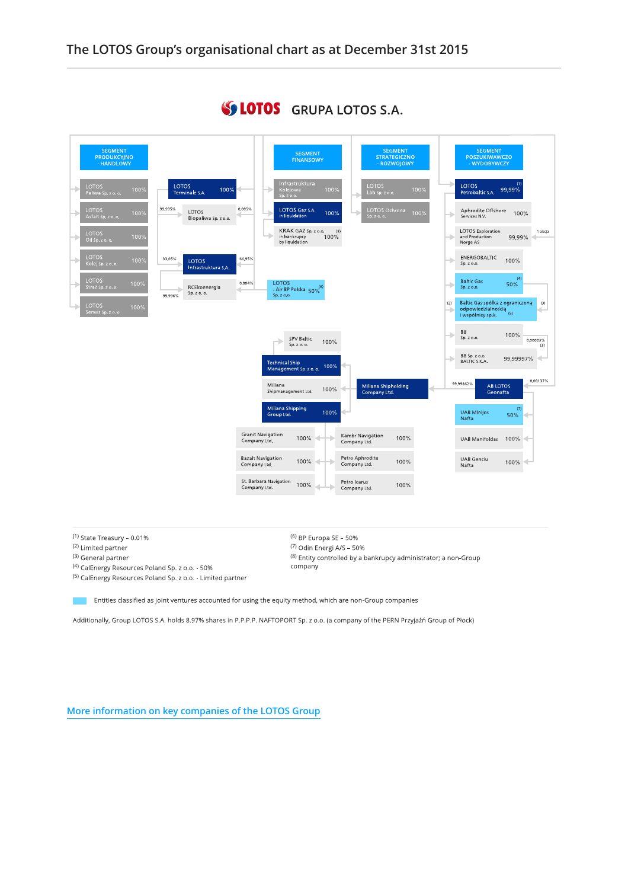## The LOTOS Group's organisational chart as at December 31st 2015

LOTOS GRUPA LOTOS S.A.

SEGMENT PRODUKCYJNO - HANDLOWY

LOTOS Paliwa Sp. z o. o. 100%
LOTOS Asfalt Sp. z o. o. 100%
LOTOS Oil Sp. z o. o. 100%
LOTOS Kolej Sp. z o. o. 100%
LOTOS Straż Sp. z o. o. 100%
LOTOS Serwis Sp. z o. o. 100%

LOTOS Terminale S.A. 100%
99,995%
LOTOS Biopaliwa Sp. z o.o.
0,005%
33,05%
LOTOS Infrastruktura S.A.
66,95%
RCEkoenergia Sp. z o. o.
99,996%
0,004%

SEGMENT FINANSOWY

Infrastruktura Kolejowa Sp. z o.o. 100%
LOTOS Gaz S.A. in liquidation 100%
KRAK GAZ Sp. z o.o. in bankrupcy by liquidation (8) 100%
LOTOS - Air BP Polska Sp. z o.o. 50% (6)

SPV Baltic Sp. z o. o. 100%
Technical Ship Management Sp. z o. o. 100%
Miliana Shipmanagement Ltd. 100%
Miliana Shipping Group Ltd. 100%
Granit Navigation Company Ltd. 100%
Bazalt Navigation Company Ltd. 100%
St. Barbara Navigation Company Ltd. 100%
Kambr Navigation Company Ltd. 100%
Petro Aphrodite Company Ltd. 100%
Petro Icarus Company Ltd. 100%
Miliana Shipholding Company Ltd.

SEGMENT STRATEGICZNO - ROZWOJOWY

LOTOS Lab Sp. z o.o. 100%
LOTOS Ochrona Sp. z o. o. 100%

SEGMENT POSZUKIWAWCZO - WYDOBYWCZY

LOTOS Petrobaltic S.A. (1) 99,99%
Aphrodite Offshore Services N.V. 100%
LOTOS Exploration and Production Norge AS 99,99%
1 akcja
ENERGOBALTIC Sp. z o.o. 100%
Baltic Gas Sp. z o.o. (4) 50%
Baltic Gas spółka z ograniczoną odpowiedzialnością i wspólnicy sp.k. (5)
(2)
(3)
B8 Sp. z o.o. 100%
0,00003% (3)
B8 Sp. z o.o. BALTIC S.K.A. 99,99997%
99,99862%
AB LOTOS Geonafta
0,00137%
UAB Minijos Nafta (7) 50%
UAB Manifoldas 100%
UAB Genciu Nafta 100%

(1) State Treasury – 0.01%
(2) Limited partner
(3) General partner
(4) CalEnergy Resources Poland Sp. z o.o. - 50%
(5) CalEnergy Resources Poland Sp. z o.o. - Limited partner
(6) BP Europa SE – 50%
(7) Odin Energi A/S – 50%
(8) Entity controlled by a bankrupcy administrator; a non-Group company

Entities classified as joint ventures accounted for using the equity method, which are non-Group companies

Additionally, Group LOTOS S.A. holds 8.97% shares in P.P.P.P. NAFTOPORT Sp. z o.o. (a company of the PERN Przyjaźń Group of Płock)

More information on key companies of the LOTOS Group